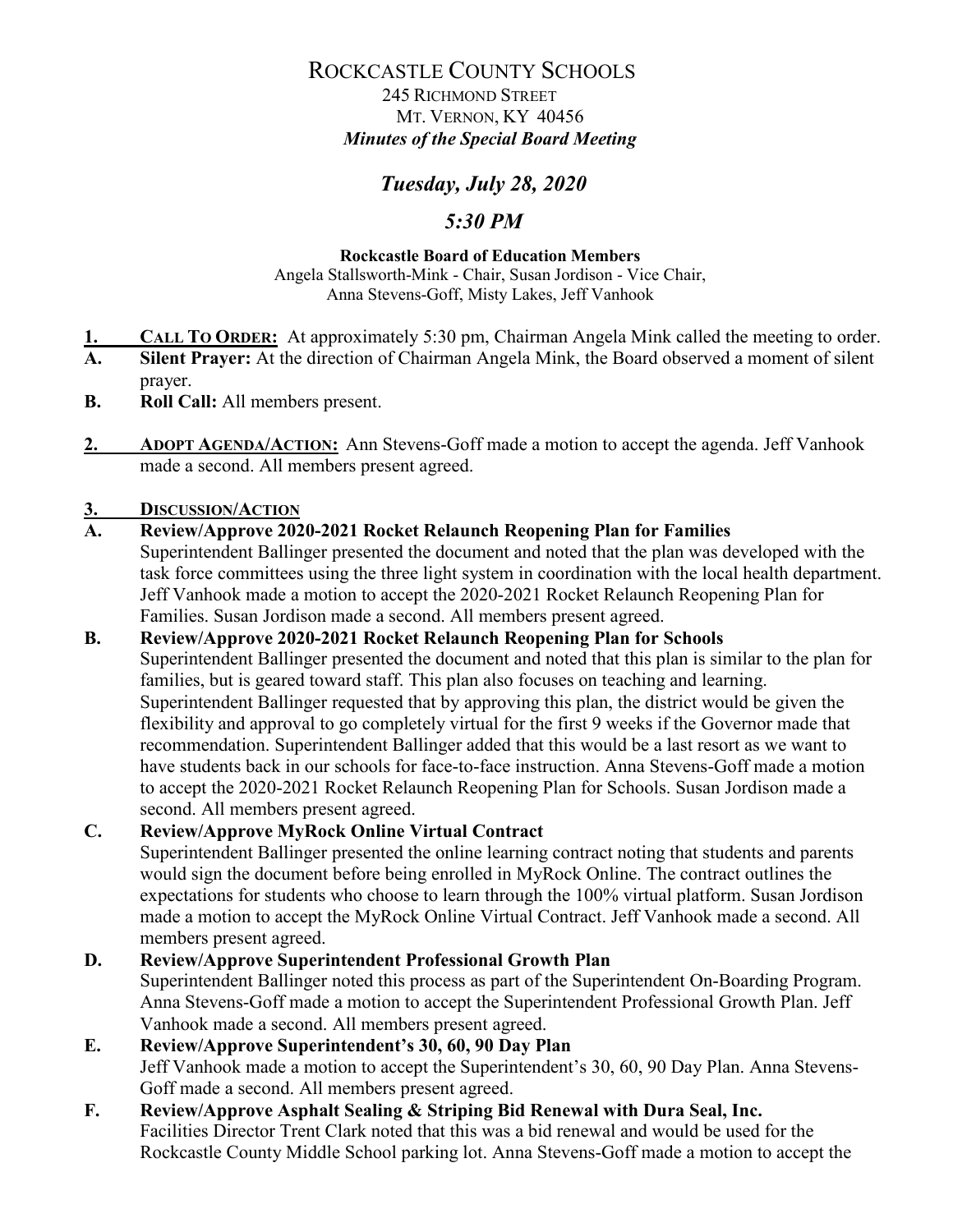# ROCKCASTLE COUNTY SCHOOLS

245 RICHMOND STREET
MT. VERNON, KY 40456
***Minutes of the Special Board Meeting***

## *Tuesday, July 28, 2020*

## *5:30 PM*

**Rockcastle Board of Education Members**
Angela Stallsworth-Mink - Chair, Susan Jordison - Vice Chair,
Anna Stevens-Goff, Misty Lakes, Jeff Vanhook

**1. CALL TO ORDER:** At approximately 5:30 pm, Chairman Angela Mink called the meeting to order.

**A. Silent Prayer:** At the direction of Chairman Angela Mink, the Board observed a moment of silent prayer.

**B. Roll Call:** All members present.

**2. ADOPT AGENDA/ACTION:** Ann Stevens-Goff made a motion to accept the agenda. Jeff Vanhook made a second. All members present agreed.

**3. DISCUSSION/ACTION**

**A. Review/Approve 2020-2021 Rocket Relaunch Reopening Plan for Families**
Superintendent Ballinger presented the document and noted that the plan was developed with the task force committees using the three light system in coordination with the local health department. Jeff Vanhook made a motion to accept the 2020-2021 Rocket Relaunch Reopening Plan for Families. Susan Jordison made a second. All members present agreed.

**B. Review/Approve 2020-2021 Rocket Relaunch Reopening Plan for Schools**
Superintendent Ballinger presented the document and noted that this plan is similar to the plan for families, but is geared toward staff. This plan also focuses on teaching and learning. Superintendent Ballinger requested that by approving this plan, the district would be given the flexibility and approval to go completely virtual for the first 9 weeks if the Governor made that recommendation. Superintendent Ballinger added that this would be a last resort as we want to have students back in our schools for face-to-face instruction. Anna Stevens-Goff made a motion to accept the 2020-2021 Rocket Relaunch Reopening Plan for Schools. Susan Jordison made a second. All members present agreed.

**C. Review/Approve MyRock Online Virtual Contract**
Superintendent Ballinger presented the online learning contract noting that students and parents would sign the document before being enrolled in MyRock Online. The contract outlines the expectations for students who choose to learn through the 100% virtual platform. Susan Jordison made a motion to accept the MyRock Online Virtual Contract. Jeff Vanhook made a second. All members present agreed.

**D. Review/Approve Superintendent Professional Growth Plan**
Superintendent Ballinger noted this process as part of the Superintendent On-Boarding Program. Anna Stevens-Goff made a motion to accept the Superintendent Professional Growth Plan. Jeff Vanhook made a second. All members present agreed.

**E. Review/Approve Superintendent's 30, 60, 90 Day Plan**
Jeff Vanhook made a motion to accept the Superintendent's 30, 60, 90 Day Plan. Anna Stevens-Goff made a second. All members present agreed.

**F. Review/Approve Asphalt Sealing & Striping Bid Renewal with Dura Seal, Inc.**
Facilities Director Trent Clark noted that this was a bid renewal and would be used for the Rockcastle County Middle School parking lot. Anna Stevens-Goff made a motion to accept the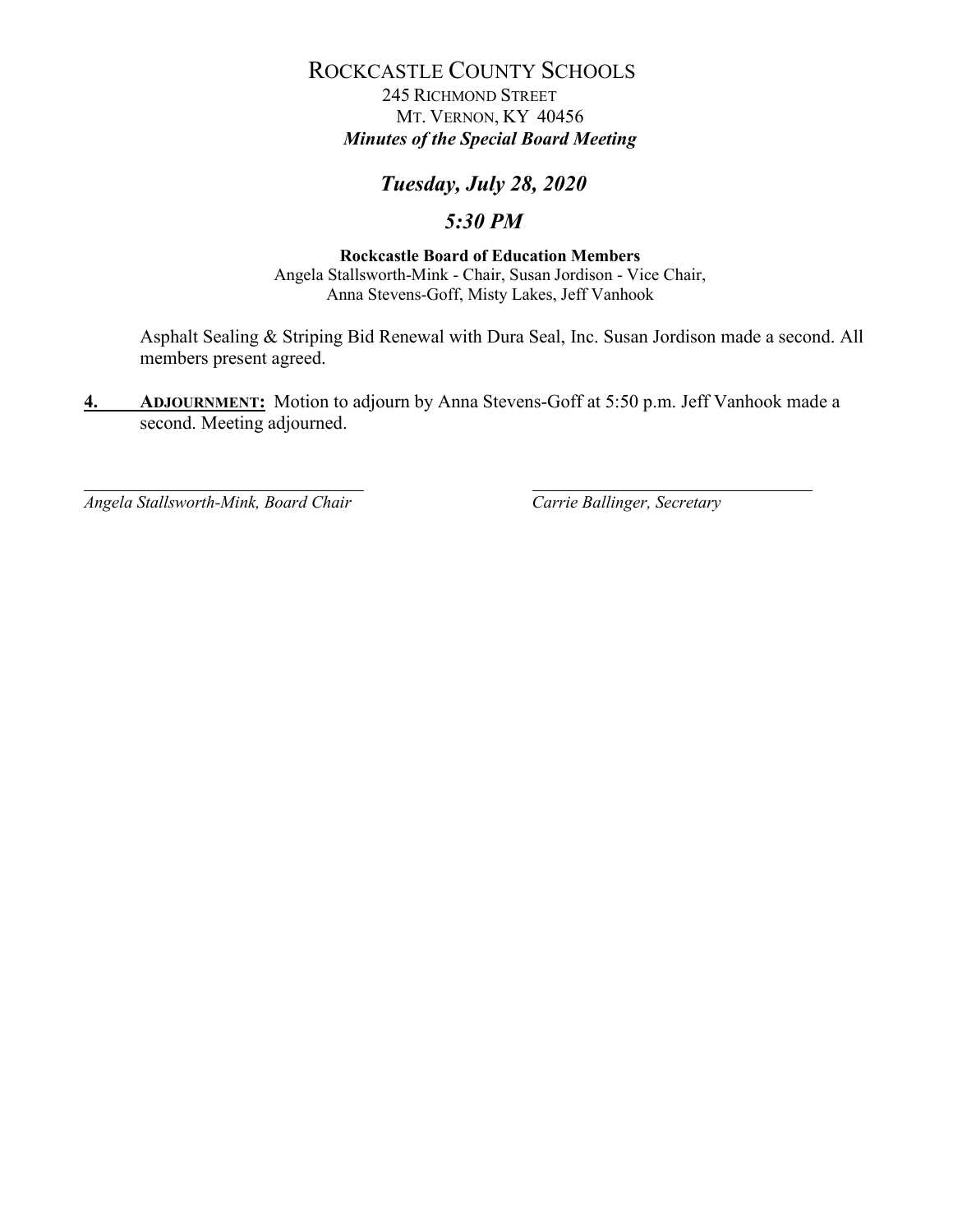# ROCKCASTLE COUNTY SCHOOLS

245 RICHMOND STREET
MT. VERNON, KY 40456

***Minutes of the Special Board Meeting***

## *Tuesday, July 28, 2020*

## *5:30 PM*

**Rockcastle Board of Education Members**
Angela Stallsworth-Mink - Chair, Susan Jordison - Vice Chair,
Anna Stevens-Goff, Misty Lakes, Jeff Vanhook

Asphalt Sealing & Striping Bid Renewal with Dura Seal, Inc. Susan Jordison made a second. All members present agreed.

**4. ADJOURNMENT:** Motion to adjourn by Anna Stevens-Goff at 5:50 p.m. Jeff Vanhook made a second. Meeting adjourned.

*Angela Stallsworth-Mink, Board Chair*

*Carrie Ballinger, Secretary*